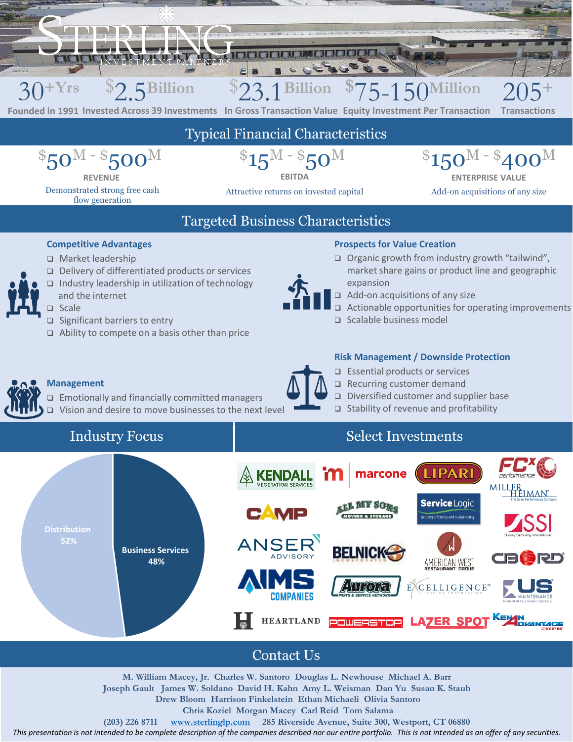# STERLING INVESTMENT PARTNERS

| 30+ Yrs | $2.5 Billion | $23.1 Billion | $75-150 Million | 205+ |
|---|---|---|---|---|
| Founded in 1991 | Invested Across 39 Investments | In Gross Transaction Value | Equity Investment Per Transaction | Transactions |

## Typical Financial Characteristics

| $50M - $500M | $15M - $50M | $150M - $400M |
|---|---|---|
| REVENUE | EBITDA | ENTERPRISE VALUE |
| Demonstrated strong free cash flow generation | Attractive returns on invested capital | Add-on acquisitions of any size |

## Targeted Business Characteristics

### Competitive Advantages

- Market leadership
- Delivery of differentiated products or services
- Industry leadership in utilization of technology and the internet
- Scale
- Significant barriers to entry
- Ability to compete on a basis other than price

### Prospects for Value Creation

- Organic growth from industry growth "tailwind", market share gains or product line and geographic expansion
- Add-on acquisitions of any size
- Actionable opportunities for operating improvements
- Scalable business model

### Management

- Emotionally and financially committed managers
- Vision and desire to move businesses to the next level

### Risk Management / Downside Protection

- Essential products or services
- Recurring customer demand
- Diversified customer and supplier base
- Stability of revenue and profitability

## Industry Focus

- Distribution 52%
- Business Services 48%

## Select Investments

KENDALL VEGETATION SERVICES, marcone, LIPARI, FCX performance, MILLER HEIMAN, CAMP, ALL MY SONS MOVING & STORAGE, Service Logic, SSI Survey Sampling International, ANSER ADVISORY, BELNICK, AMERICAN WEST RESTAURANT GROUP, CBORD, AIMS COMPANIES, Aurora Parts & Service Network, EXCELLIGENCE, US MAINTENANCE, HEARTLAND, POWERSTOP, LAZER SPOT, KENAN ADVANTAGE GROUP INC

## Contact Us

M. William Macey, Jr. Charles W. Santoro Douglas L. Newhouse Michael A. Barr
Joseph Gault James W. Soldano David H. Kahn Amy L. Weisman Dan Yu Susan K. Staub
Drew Bloom Harrison Finkelstein Ethan Michaeli Olivia Santoro
Chris Koziel Morgan Macey Carl Reid Tom Salama

(203) 226 8711 www.sterlinglp.com 285 Riverside Avenue, Suite 300, Westport, CT 06880

*This presentation is not intended to be complete description of the companies described nor our entire portfolio. This is not intended as an offer of any securities.*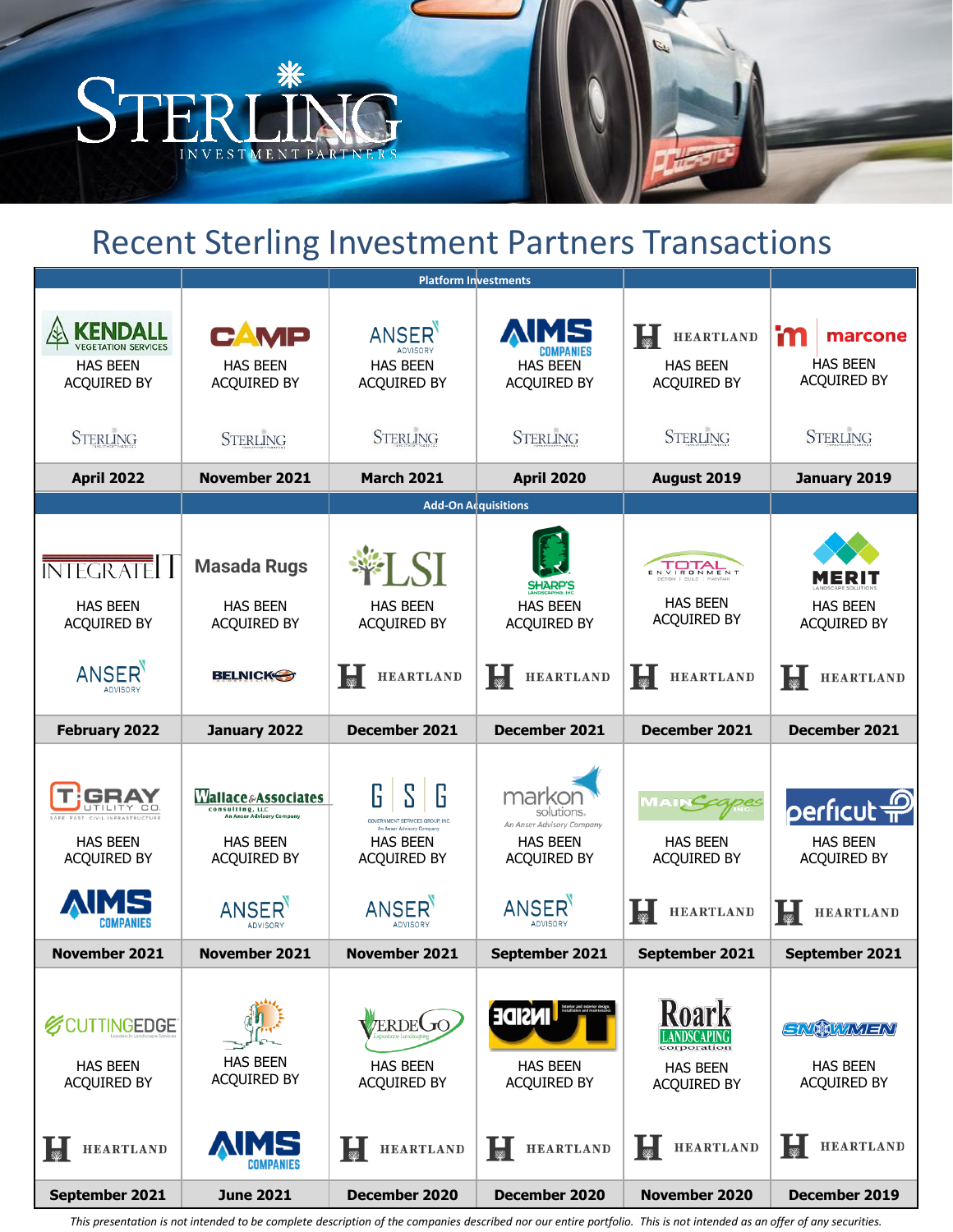STERLING INVESTMENT PARTNERS

# Recent Sterling Investment Partners Transactions

**Platform Investments**

| | | | | | |
|---|---|---|---|---|---|
| KENDALL VEGETATION SERVICES HAS BEEN ACQUIRED BY STERLING | CAMP HAS BEEN ACQUIRED BY STERLING | ANSER ADVISORY HAS BEEN ACQUIRED BY STERLING | AIMS COMPANIES HAS BEEN ACQUIRED BY STERLING | HEARTLAND HAS BEEN ACQUIRED BY STERLING | marcone HAS BEEN ACQUIRED BY STERLING |
| **April 2022** | **November 2021** | **March 2021** | **April 2020** | **August 2019** | **January 2019** |

**Add-On Acquisitions**

| | | | | | |
|---|---|---|---|---|---|
| INTEGRATEIT HAS BEEN ACQUIRED BY ANSER ADVISORY | Masada Rugs HAS BEEN ACQUIRED BY BELNICK | LSI HAS BEEN ACQUIRED BY HEARTLAND | SHARP'S LANDSCAPING, INC HAS BEEN ACQUIRED BY HEARTLAND | TOTAL ENVIRONMENT HAS BEEN ACQUIRED BY HEARTLAND | MERIT LANDSCAPE SOLUTIONS HAS BEEN ACQUIRED BY HEARTLAND |
| **February 2022** | **January 2022** | **December 2021** | **December 2021** | **December 2021** | **December 2021** |
| T GRAY UTILITY CO. HAS BEEN ACQUIRED BY AIMS COMPANIES | Wallace & Associates consulting, LLC An Anser Advisory Company HAS BEEN ACQUIRED BY ANSER ADVISORY | GSG GOVERNMENT SERVICES GROUP INC. An Anser Advisory Company HAS BEEN ACQUIRED BY ANSER ADVISORY | markon solutions An Anser Advisory Company HAS BEEN ACQUIRED BY ANSER ADVISORY | MAINSCAPES INC. HAS BEEN ACQUIRED BY HEARTLAND | perficut HAS BEEN ACQUIRED BY HEARTLAND |
| **November 2021** | **November 2021** | **November 2021** | **September 2021** | **September 2021** | **September 2021** |
| CUTTINGEDGE HAS BEEN ACQUIRED BY HEARTLAND | HAS BEEN ACQUIRED BY AIMS COMPANIES | VERDEGO HAS BEEN ACQUIRED BY HEARTLAND | INSIDE OUT HAS BEEN ACQUIRED BY HEARTLAND | Roark LANDSCAPING corporation HAS BEEN ACQUIRED BY HEARTLAND | SNOWMEN HAS BEEN ACQUIRED BY HEARTLAND |
| **September 2021** | **June 2021** | **December 2020** | **December 2020** | **November 2020** | **December 2019** |

*This presentation is not intended to be complete description of the companies described nor our entire portfolio. This is not intended as an offer of any securities.*